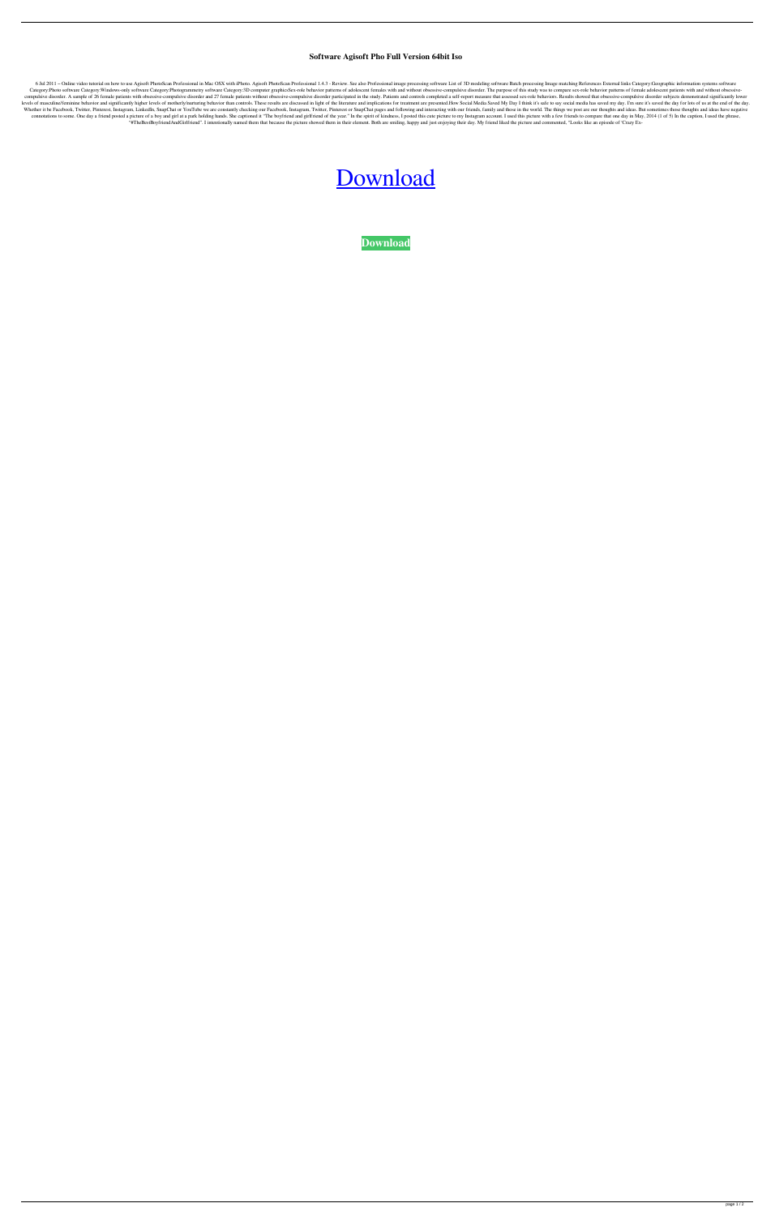# Software Agisoft Pho Full Version 64bit Iso

6 Jul 2011 – Online video tutorial on how to use Agisoft PhotoScan Professional in Mac OSX with iPhoto. Agisoft PhotoScan Professional 1.4.3 - Review. See also Professional image processing software List of 3D modeling software Batch processing Image matching References External links Category:Geographic information systems software Category:Photo software Category:Windows-only software Category:Photogrammetry software Category:3D computer graphicsSex-role behavior patterns of adolescent females with and without obsessive-compulsive disorder. The purpose of this study was to compare sex-role behavior patterns of female adolescent patients with and without obsessive-compulsive disorder. A sample of 26 female patients with obsessive-compulsive disorder and 27 female patients without obsessive-compulsive disorder participated in the study. Patients and controls completed a self-report measure that assessed sex-role behaviors. Results showed that obsessive-compulsive disorder subjects demonstrated significantly lower levels of masculine/feminine behavior and significantly higher levels of motherly/nurturing behavior than controls. These results are discussed in light of the literature and implications for treatment are presented.How Social Media Saved My Day I think it's safe to say social media has saved my day. I'm sure it's saved the day for lots of us at the end of the day. Whether it be Facebook, Twitter, Pinterest, Instagram, LinkedIn, SnapChat or YouTube we are constantly checking our Facebook, Instagram, Twitter, Pinterest or SnapChat pages and following and interacting with our friends, family and those in the world. The things we post are our thoughts and ideas. But sometimes those thoughts and ideas have negative connotations to some. One day a friend posted a picture of a boy and girl at a park holding hands. She captioned it "The boyfriend and girlfriend of the year." In the spirit of kindness, I posted this cute picture to my Instagram account. I used this picture with a few friends to compare that one day in May, 2014 (1 of 5) In the caption, I used the phrase, "#TheBestBoyfriendAndGirlfriend". I intentionally named them that because the picture showed them in their element. Both are smiling, happy and just enjoying their day. My friend liked the picture and commented, "Looks like an episode of 'Crazy Ex-

Download

**Download**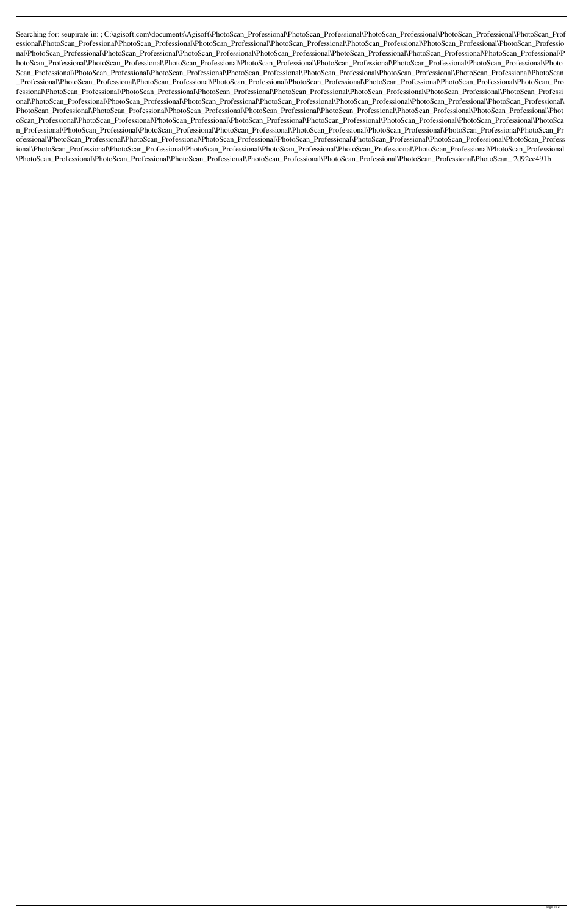Searching for: seupirate in: ; C:\agisoft.com\documents\Agisoft\PhotoScan_Professional\PhotoScan_Professional\PhotoScan_Professional\PhotoScan_Professional\PhotoScan_Professional\PhotoScan_Professional\PhotoScan_Professional\PhotoScan_Professional\PhotoScan_Professional\PhotoScan_Professional\PhotoScan_Professional\PhotoScan_Professional\PhotoScan_Professional\PhotoScan_Professional\PhotoScan_Professional\PhotoScan_Professional\PhotoScan_Professional\PhotoScan_Professional\PhotoScan_Professional\PhotoScan_Professional\PhotoScan_Professional\PhotoScan_Professional\PhotoScan_Professional\PhotoScan_Professional\PhotoScan_Professional\PhotoScan_Professional\PhotoScan_Professional\PhotoScan_Professional\PhotoScan_Professional\PhotoScan_Professional\PhotoScan_Professional\PhotoScan_Professional\PhotoScan_Professional\PhotoScan_Professional\PhotoScan_Professional\PhotoScan_Professional\PhotoScan_Professional\PhotoScan_Professional\PhotoScan_Professional\PhotoScan_Professional\PhotoScan_Professional\PhotoScan_Professional\PhotoScan_Professional\PhotoScan_Professional\PhotoScan_Professional\PhotoScan_Professional\PhotoScan_Professional\PhotoScan_Professional\PhotoScan_Professional\PhotoScan_Professional\PhotoScan_Professional\PhotoScan_Professional\PhotoScan_Professional\PhotoScan_Professional\PhotoScan_Professional\PhotoScan_Professional\PhotoScan_Professional\PhotoScan_Professional\PhotoScan_Professional\PhotoScan_Professional\PhotoScan_Professional\PhotoScan_Professional\PhotoScan_Professional\PhotoScan_Professional\PhotoScan_Professional\PhotoScan_Professional\PhotoScan_Professional\PhotoScan_Professional\PhotoScan_Professional\PhotoScan_Professional\PhotoScan_Professional\PhotoScan_Professional\PhotoScan_Professional\PhotoScan_Professional\PhotoScan_Professional\PhotoScan_Professional\PhotoScan_Professional\PhotoScan_Professional\PhotoScan_Professional\PhotoScan_Professional\PhotoScan_Professional\PhotoScan_Professional\PhotoScan_Professional\PhotoScan_Professional\PhotoScan_Professional\PhotoScan_Professional\PhotoScan_Professional\PhotoScan_Professional\PhotoScan_Professional\PhotoScan_Professional\PhotoScan_Professional\PhotoScan_Professional\PhotoScan_Professional\PhotoScan_Professional\PhotoScan_Professional\PhotoScan_Professional\PhotoScan_Professional\PhotoScan_Professional\PhotoScan_Professional\PhotoScan_Professional\PhotoScan_Professional\PhotoScan_Professional\PhotoScan_Professional\PhotoScan_Professional\PhotoScan_Professional\PhotoScan_Professional\PhotoScan_Professional\PhotoScan_Professional\PhotoScan_Professional\PhotoScan_Professional\PhotoScan_Professional\PhotoScan_Professional\PhotoScan_Professional\PhotoScan_Professional\PhotoScan_Professional\PhotoScan_ 2d92ce491b